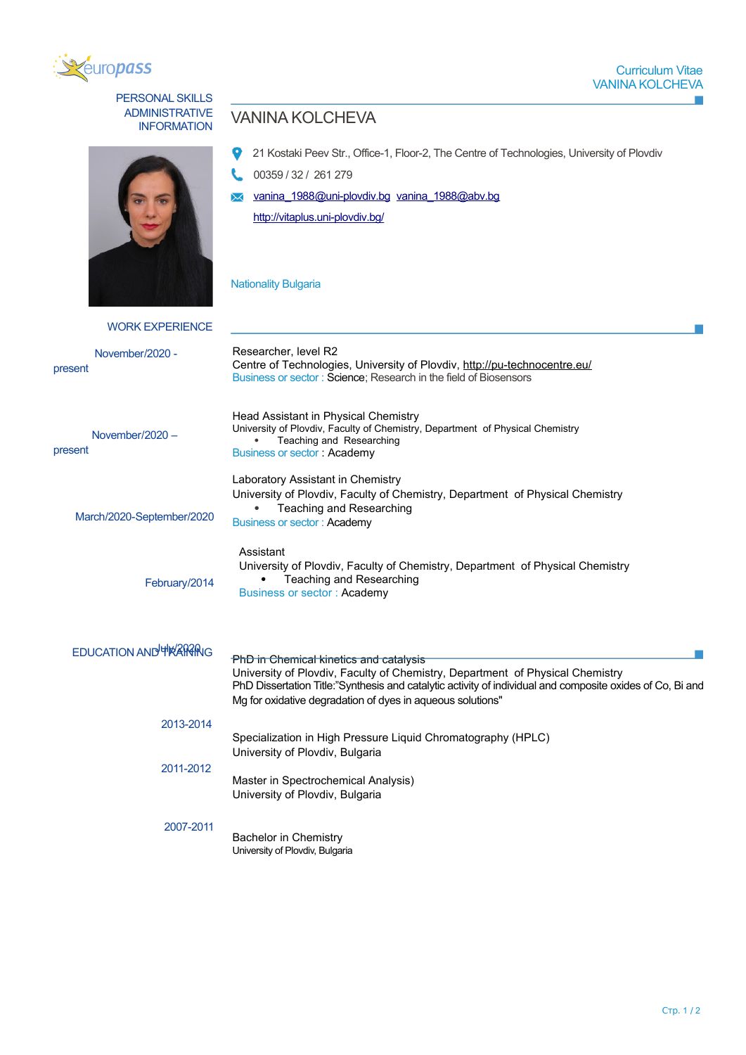# VANINA KOLCHEVA

## PERSONAL SKILLS ADMINISTRATIVE INFORMATION

21 Kostaki Peev Str., Office-1, Floor-2, The Centre of Technologies, University of Plovdiv

00359 / 32 / 261 279

vanina_1988@uni-plovdiv.bg vanina_1988@abv.bg

http://vitaplus.uni-plovdiv.bg/

Nationality Bulgaria

## WORK EXPERIENCE

**November/2020 - present**

Researcher, level R2
Centre of Technologies, University of Plovdiv, http://pu-technocentre.eu/
Business or sector : Science; Research in the field of Biosensors

**November/2020 – present**

Head Assistant in Physical Chemistry
University of Plovdiv, Faculty of Chemistry, Department of Physical Chemistry
- Teaching and Researching

Business or sector : Academy

**March/2020-September/2020**

Laboratory Assistant in Chemistry
University of Plovdiv, Faculty of Chemistry, Department of Physical Chemistry
- Teaching and Researching

Business or sector : Academy

**February/2014**

Assistant
University of Plovdiv, Faculty of Chemistry, Department of Physical Chemistry
- Teaching and Researching

Business or sector : Academy

## EDUCATION AND TRAINING

**July/2020**

PhD in Chemical kinetics and catalysis
University of Plovdiv, Faculty of Chemistry, Department of Physical Chemistry
PhD Dissertation Title:"Synthesis and catalytic activity of individual and composite oxides of Co, Bi and Mg for oxidative degradation of dyes in aqueous solutions"

**2013-2014**

Specialization in High Pressure Liquid Chromatography (HPLC)
University of Plovdiv, Bulgaria

**2011-2012**

Master in Spectrochemical Analysis)
University of Plovdiv, Bulgaria

**2007-2011**

Bachelor in Chemistry
University of Plovdiv, Bulgaria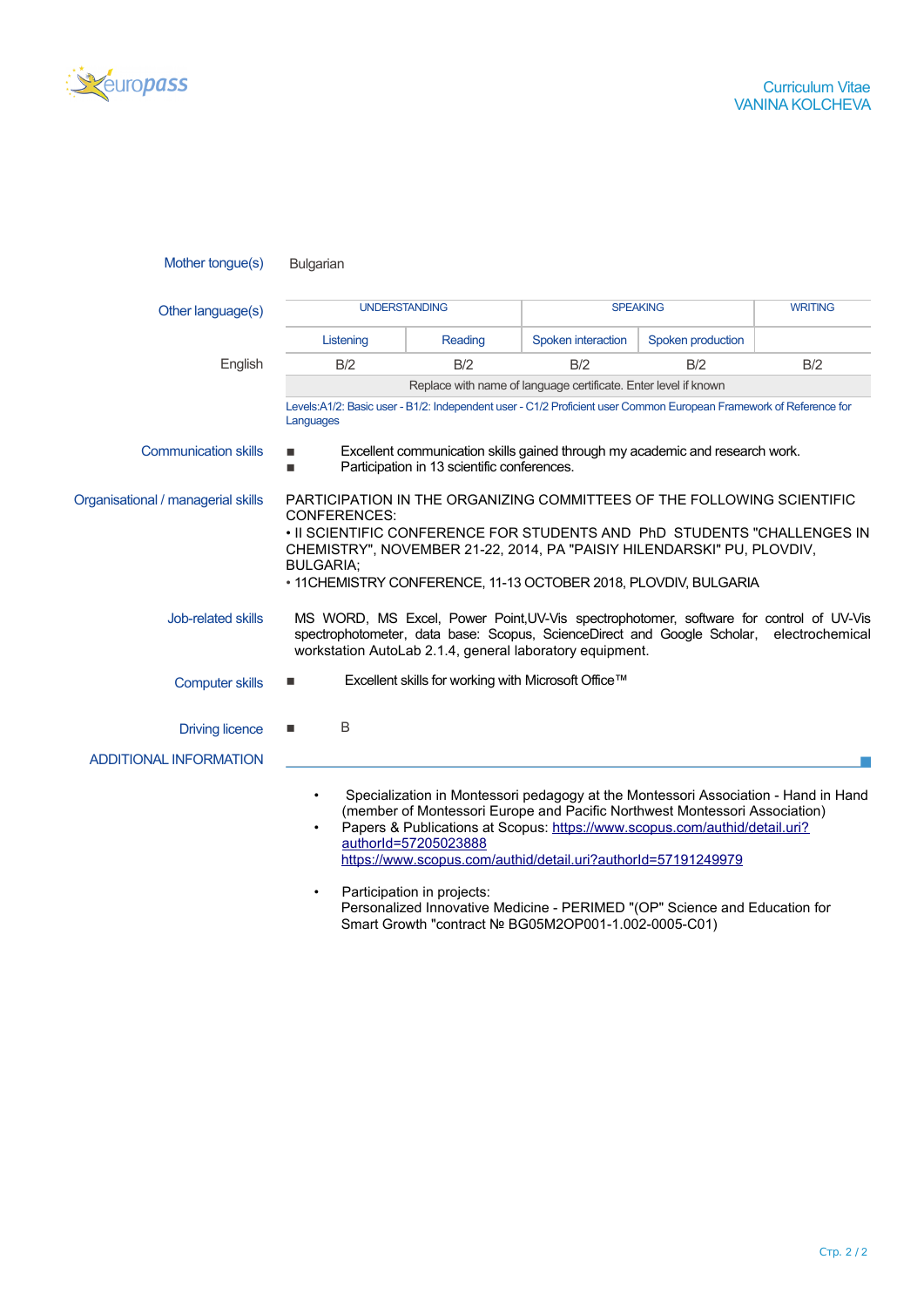Mother tongue(s): Bulgarian

Other language(s)

| | UNDERSTANDING | | SPEAKING | | WRITING |
|---|---|---|---|---|---|
| | Listening | Reading | Spoken interaction | Spoken production | |
| English | B/2 | B/2 | B/2 | B/2 | B/2 |
| | Replace with name of language certificate. Enter level if known | | | | |

Levels:A1/2: Basic user - B1/2: Independent user - C1/2 Proficient user Common European Framework of Reference for Languages

**Communication skills**

- Excellent communication skills gained through my academic and research work.
- Participation in 13 scientific conferences.

**Organisational / managerial skills**

PARTICIPATION IN THE ORGANIZING COMMITTEES OF THE FOLLOWING SCIENTIFIC CONFERENCES:
• II SCIENTIFIC CONFERENCE FOR STUDENTS AND PhD STUDENTS "CHALLENGES IN CHEMISTRY", NOVEMBER 21-22, 2014, PA "PAISIY HILENDARSKI" PU, PLOVDIV, BULGARIA;
• 11CHEMISTRY CONFERENCE, 11-13 OCTOBER 2018, PLOVDIV, BULGARIA

**Job-related skills**

MS WORD, MS Excel, Power Point,UV-Vis spectrophotomer, software for control of UV-Vis spectrophotometer, data base: Scopus, ScienceDirect and Google Scholar, electrochemical workstation AutoLab 2.1.4, general laboratory equipment.

**Computer skills**

- Excellent skills for working with Microsoft Office™

**Driving licence**

- B

## ADDITIONAL INFORMATION

- Specialization in Montessori pedagogy at the Montessori Association - Hand in Hand (member of Montessori Europe and Pacific Northwest Montessori Association)
- Papers & Publications at Scopus: https://www.scopus.com/authid/detail.uri?authorId=57205023888
  https://www.scopus.com/authid/detail.uri?authorId=57191249979
- Participation in projects:
  Personalized Innovative Medicine - PERIMED "(OP" Science and Education for Smart Growth "contract № BG05M2OP001-1.002-0005-C01)